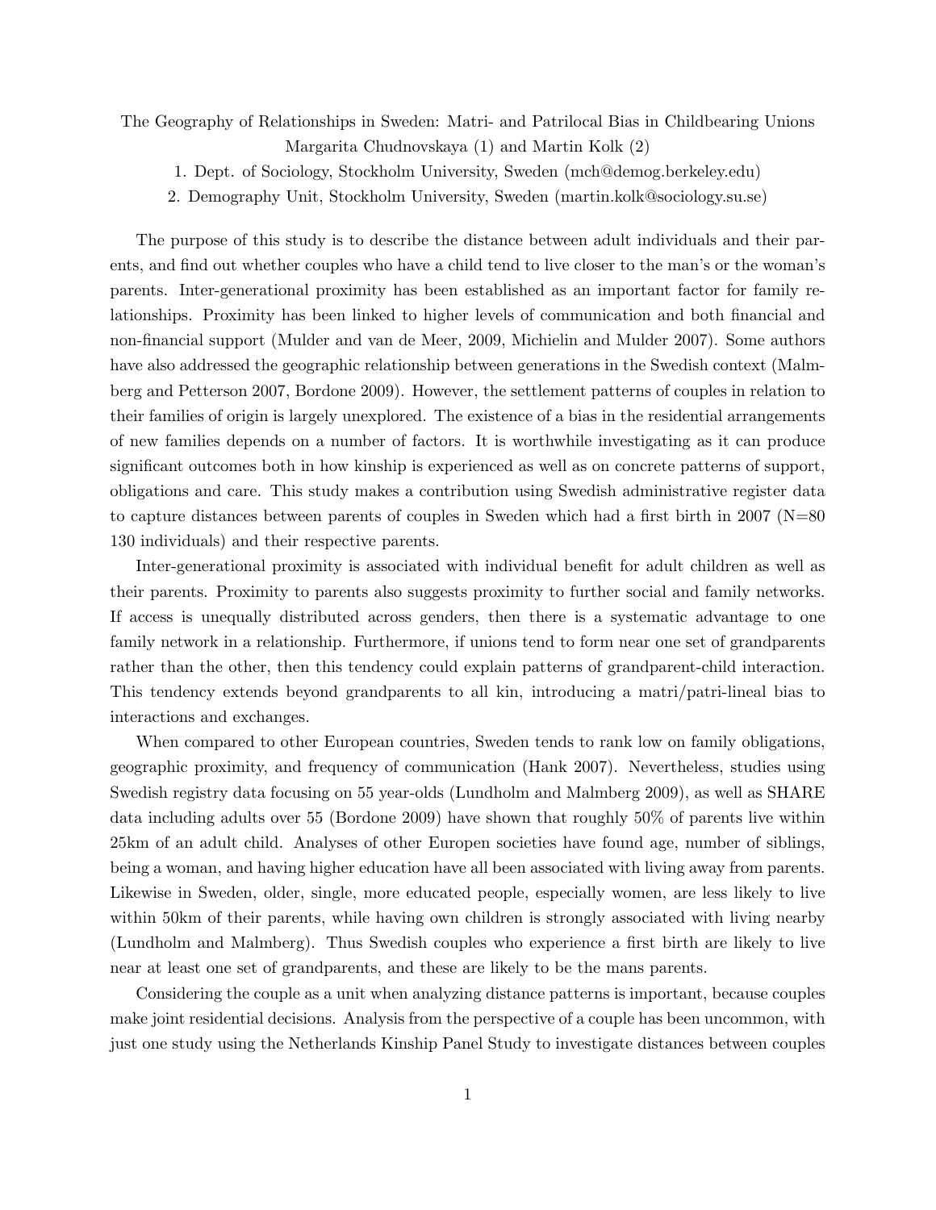# The Geography of Relationships in Sweden: Matri- and Patrilocal Bias in Childbearing Unions

Margarita Chudnovskaya (1) and Martin Kolk (2)

1. Dept. of Sociology, Stockholm University, Sweden (mch@demog.berkeley.edu)
2. Demography Unit, Stockholm University, Sweden (martin.kolk@sociology.su.se)

The purpose of this study is to describe the distance between adult individuals and their parents, and find out whether couples who have a child tend to live closer to the man's or the woman's parents. Inter-generational proximity has been established as an important factor for family relationships. Proximity has been linked to higher levels of communication and both financial and non-financial support (Mulder and van de Meer, 2009, Michielin and Mulder 2007). Some authors have also addressed the geographic relationship between generations in the Swedish context (Malmberg and Petterson 2007, Bordone 2009). However, the settlement patterns of couples in relation to their families of origin is largely unexplored. The existence of a bias in the residential arrangements of new families depends on a number of factors. It is worthwhile investigating as it can produce significant outcomes both in how kinship is experienced as well as on concrete patterns of support, obligations and care. This study makes a contribution using Swedish administrative register data to capture distances between parents of couples in Sweden which had a first birth in 2007 (N=80 130 individuals) and their respective parents.

Inter-generational proximity is associated with individual benefit for adult children as well as their parents. Proximity to parents also suggests proximity to further social and family networks. If access is unequally distributed across genders, then there is a systematic advantage to one family network in a relationship. Furthermore, if unions tend to form near one set of grandparents rather than the other, then this tendency could explain patterns of grandparent-child interaction. This tendency extends beyond grandparents to all kin, introducing a matri/patri-lineal bias to interactions and exchanges.

When compared to other European countries, Sweden tends to rank low on family obligations, geographic proximity, and frequency of communication (Hank 2007). Nevertheless, studies using Swedish registry data focusing on 55 year-olds (Lundholm and Malmberg 2009), as well as SHARE data including adults over 55 (Bordone 2009) have shown that roughly 50% of parents live within 25km of an adult child. Analyses of other Europen societies have found age, number of siblings, being a woman, and having higher education have all been associated with living away from parents. Likewise in Sweden, older, single, more educated people, especially women, are less likely to live within 50km of their parents, while having own children is strongly associated with living nearby (Lundholm and Malmberg). Thus Swedish couples who experience a first birth are likely to live near at least one set of grandparents, and these are likely to be the mans parents.

Considering the couple as a unit when analyzing distance patterns is important, because couples make joint residential decisions. Analysis from the perspective of a couple has been uncommon, with just one study using the Netherlands Kinship Panel Study to investigate distances between couples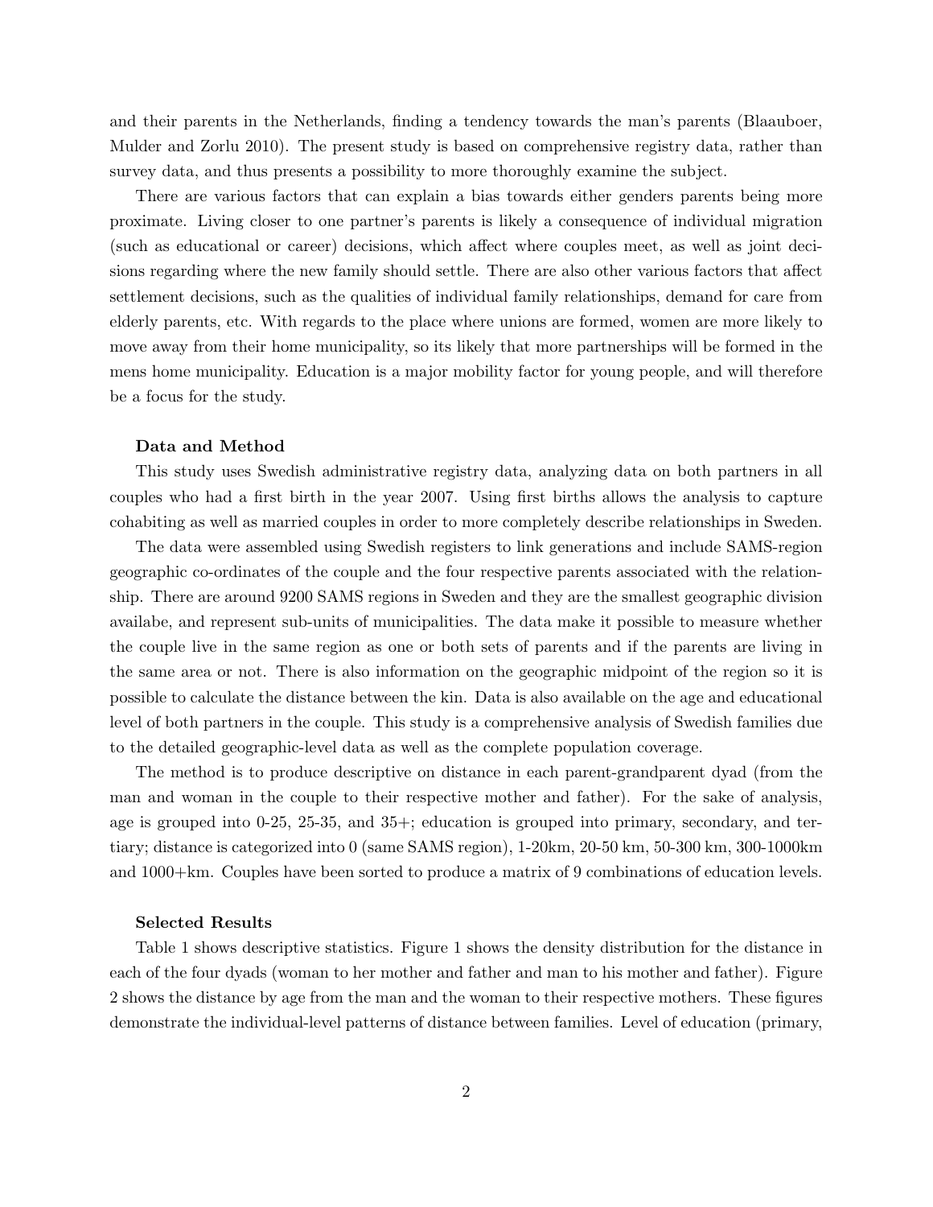and their parents in the Netherlands, finding a tendency towards the man's parents (Blaauboer, Mulder and Zorlu 2010). The present study is based on comprehensive registry data, rather than survey data, and thus presents a possibility to more thoroughly examine the subject.

There are various factors that can explain a bias towards either genders parents being more proximate. Living closer to one partner's parents is likely a consequence of individual migration (such as educational or career) decisions, which affect where couples meet, as well as joint decisions regarding where the new family should settle. There are also other various factors that affect settlement decisions, such as the qualities of individual family relationships, demand for care from elderly parents, etc. With regards to the place where unions are formed, women are more likely to move away from their home municipality, so its likely that more partnerships will be formed in the mens home municipality. Education is a major mobility factor for young people, and will therefore be a focus for the study.

### Data and Method

This study uses Swedish administrative registry data, analyzing data on both partners in all couples who had a first birth in the year 2007. Using first births allows the analysis to capture cohabiting as well as married couples in order to more completely describe relationships in Sweden.

The data were assembled using Swedish registers to link generations and include SAMS-region geographic co-ordinates of the couple and the four respective parents associated with the relationship. There are around 9200 SAMS regions in Sweden and they are the smallest geographic division availabe, and represent sub-units of municipalities. The data make it possible to measure whether the couple live in the same region as one or both sets of parents and if the parents are living in the same area or not. There is also information on the geographic midpoint of the region so it is possible to calculate the distance between the kin. Data is also available on the age and educational level of both partners in the couple. This study is a comprehensive analysis of Swedish families due to the detailed geographic-level data as well as the complete population coverage.

The method is to produce descriptive on distance in each parent-grandparent dyad (from the man and woman in the couple to their respective mother and father). For the sake of analysis, age is grouped into 0-25, 25-35, and 35+; education is grouped into primary, secondary, and tertiary; distance is categorized into 0 (same SAMS region), 1-20km, 20-50 km, 50-300 km, 300-1000km and 1000+km. Couples have been sorted to produce a matrix of 9 combinations of education levels.

### Selected Results

Table 1 shows descriptive statistics. Figure 1 shows the density distribution for the distance in each of the four dyads (woman to her mother and father and man to his mother and father). Figure 2 shows the distance by age from the man and the woman to their respective mothers. These figures demonstrate the individual-level patterns of distance between families. Level of education (primary,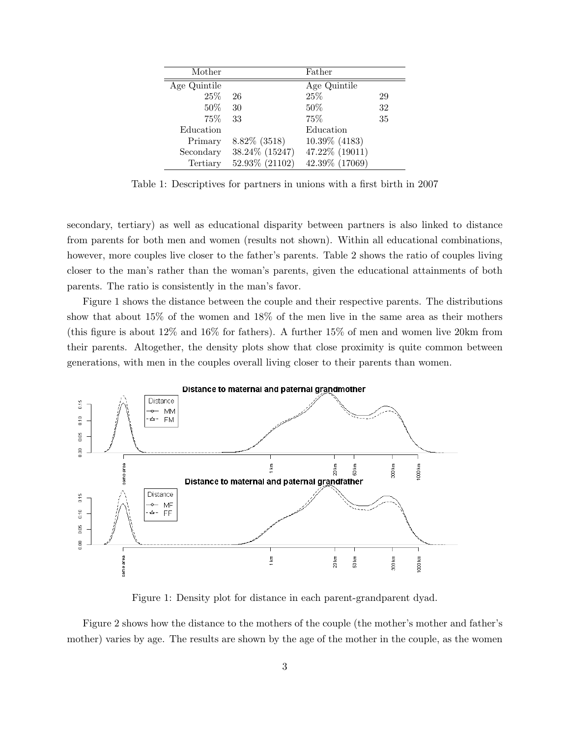| Mother | | Father | |
|---|---|---|---|
| Age Quintile | | Age Quintile | |
| 25% | 26 | 25% | 29 |
| 50% | 30 | 50% | 32 |
| 75% | 33 | 75% | 35 |
| Education | | Education | |
| Primary | 8.82% (3518) | 10.39% (4183) | |
| Secondary | 38.24% (15247) | 47.22% (19011) | |
| Tertiary | 52.93% (21102) | 42.39% (17069) | |

Table 1: Descriptives for partners in unions with a first birth in 2007

secondary, tertiary) as well as educational disparity between partners is also linked to distance from parents for both men and women (results not shown). Within all educational combinations, however, more couples live closer to the father's parents. Table 2 shows the ratio of couples living closer to the man's rather than the woman's parents, given the educational attainments of both parents. The ratio is consistently in the man's favor.

Figure 1 shows the distance between the couple and their respective parents. The distributions show that about 15% of the women and 18% of the men live in the same area as their mothers (this figure is about 12% and 16% for fathers). A further 15% of men and women live 20km from their parents. Altogether, the density plots show that close proximity is quite common between generations, with men in the couples overall living closer to their parents than women.

Figure 1: Density plot for distance in each parent-grandparent dyad.

Figure 2 shows how the distance to the mothers of the couple (the mother's mother and father's mother) varies by age. The results are shown by the age of the mother in the couple, as the women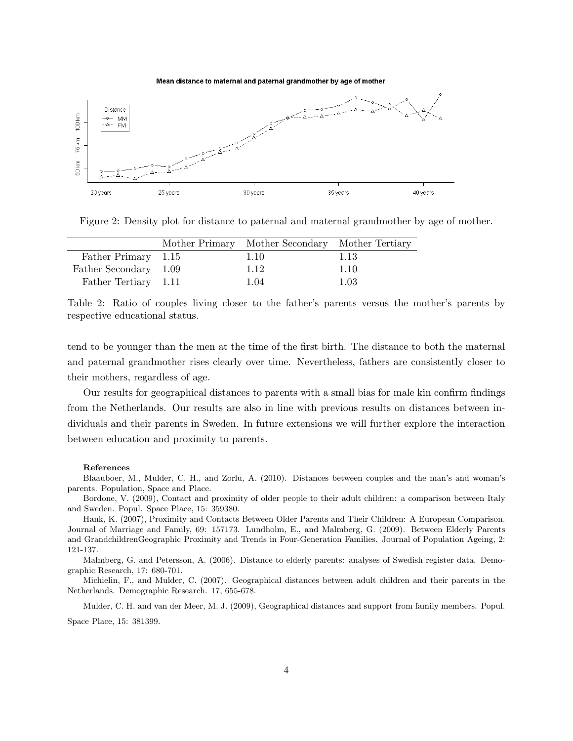Mean distance to maternal and paternal grandmother by age of mother

Distance

MM

FM

50 km

75 km

100 km

20 years

25 years

30 years

35 years

40 years

Figure 2: Density plot for distance to paternal and maternal grandmother by age of mother.

| | Mother Primary | Mother Secondary | Mother Tertiary |
|---|---|---|---|
| Father Primary | 1.15 | 1.10 | 1.13 |
| Father Secondary | 1.09 | 1.12 | 1.10 |
| Father Tertiary | 1.11 | 1.04 | 1.03 |

Table 2: Ratio of couples living closer to the father's parents versus the mother's parents by respective educational status.

tend to be younger than the men at the time of the first birth. The distance to both the maternal and paternal grandmother rises clearly over time. Nevertheless, fathers are consistently closer to their mothers, regardless of age.

Our results for geographical distances to parents with a small bias for male kin confirm findings from the Netherlands. Our results are also in line with previous results on distances between individuals and their parents in Sweden. In future extensions we will further explore the interaction between education and proximity to parents.

#### References

Blaauboer, M., Mulder, C. H., and Zorlu, A. (2010). Distances between couples and the man's and woman's parents. Population, Space and Place.

Bordone, V. (2009), Contact and proximity of older people to their adult children: a comparison between Italy and Sweden. Popul. Space Place, 15: 359380.

Hank, K. (2007), Proximity and Contacts Between Older Parents and Their Children: A European Comparison. Journal of Marriage and Family, 69: 157173. Lundholm, E., and Malmberg, G. (2009). Between Elderly Parents and GrandchildrenGeographic Proximity and Trends in Four-Generation Families. Journal of Population Ageing, 2: 121-137.

Malmberg, G. and Petersson, A. (2006). Distance to elderly parents: analyses of Swedish register data. Demographic Research, 17: 680-701.

Michielin, F., and Mulder, C. (2007). Geographical distances between adult children and their parents in the Netherlands. Demographic Research. 17, 655-678.

Mulder, C. H. and van der Meer, M. J. (2009), Geographical distances and support from family members. Popul. Space Place, 15: 381399.